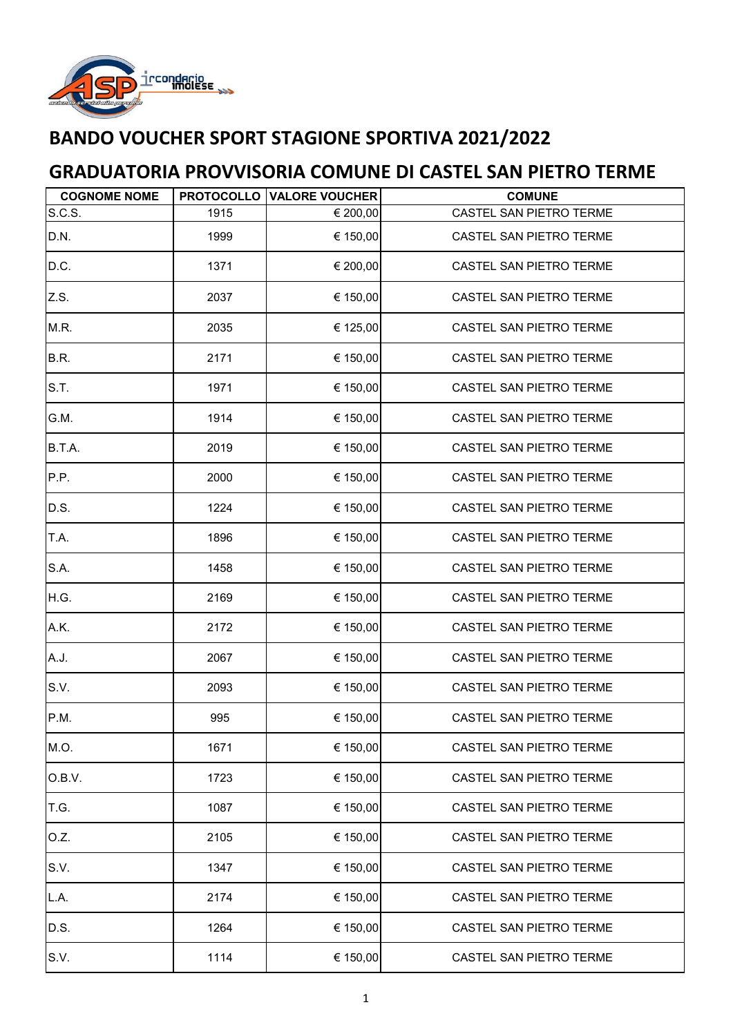# BANDO VOUCHER SPORT STAGIONE SPORTIVA 2021/2022

## GRADUATORIA PROVVISORIA COMUNE DI CASTEL SAN PIETRO TERME

| COGNOME NOME | PROTOCOLLO | VALORE VOUCHER | COMUNE |
|---|---|---|---|
| S.C.S. | 1915 | € 200,00 | CASTEL SAN PIETRO TERME |
| D.N. | 1999 | € 150,00 | CASTEL SAN PIETRO TERME |
| D.C. | 1371 | € 200,00 | CASTEL SAN PIETRO TERME |
| Z.S. | 2037 | € 150,00 | CASTEL SAN PIETRO TERME |
| M.R. | 2035 | € 125,00 | CASTEL SAN PIETRO TERME |
| B.R. | 2171 | € 150,00 | CASTEL SAN PIETRO TERME |
| S.T. | 1971 | € 150,00 | CASTEL SAN PIETRO TERME |
| G.M. | 1914 | € 150,00 | CASTEL SAN PIETRO TERME |
| B.T.A. | 2019 | € 150,00 | CASTEL SAN PIETRO TERME |
| P.P. | 2000 | € 150,00 | CASTEL SAN PIETRO TERME |
| D.S. | 1224 | € 150,00 | CASTEL SAN PIETRO TERME |
| T.A. | 1896 | € 150,00 | CASTEL SAN PIETRO TERME |
| S.A. | 1458 | € 150,00 | CASTEL SAN PIETRO TERME |
| H.G. | 2169 | € 150,00 | CASTEL SAN PIETRO TERME |
| A.K. | 2172 | € 150,00 | CASTEL SAN PIETRO TERME |
| A.J. | 2067 | € 150,00 | CASTEL SAN PIETRO TERME |
| S.V. | 2093 | € 150,00 | CASTEL SAN PIETRO TERME |
| P.M. | 995 | € 150,00 | CASTEL SAN PIETRO TERME |
| M.O. | 1671 | € 150,00 | CASTEL SAN PIETRO TERME |
| O.B.V. | 1723 | € 150,00 | CASTEL SAN PIETRO TERME |
| T.G. | 1087 | € 150,00 | CASTEL SAN PIETRO TERME |
| O.Z. | 2105 | € 150,00 | CASTEL SAN PIETRO TERME |
| S.V. | 1347 | € 150,00 | CASTEL SAN PIETRO TERME |
| L.A. | 2174 | € 150,00 | CASTEL SAN PIETRO TERME |
| D.S. | 1264 | € 150,00 | CASTEL SAN PIETRO TERME |
| S.V. | 1114 | € 150,00 | CASTEL SAN PIETRO TERME |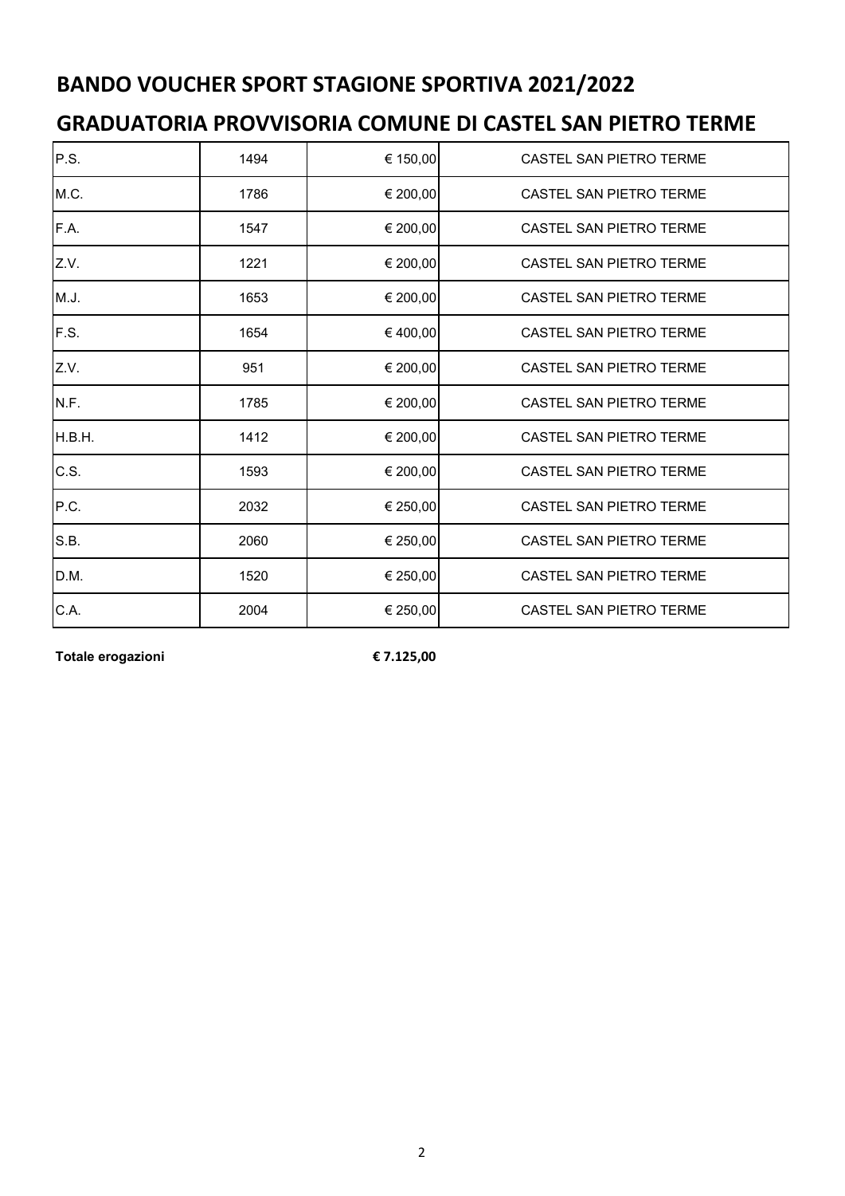# BANDO VOUCHER SPORT STAGIONE SPORTIVA 2021/2022

## GRADUATORIA PROVVISORIA COMUNE DI CASTEL SAN PIETRO TERME

| | | | |
|---|---|---|---|
| P.S. | 1494 | € 150,00 | CASTEL SAN PIETRO TERME |
| M.C. | 1786 | € 200,00 | CASTEL SAN PIETRO TERME |
| F.A. | 1547 | € 200,00 | CASTEL SAN PIETRO TERME |
| Z.V. | 1221 | € 200,00 | CASTEL SAN PIETRO TERME |
| M.J. | 1653 | € 200,00 | CASTEL SAN PIETRO TERME |
| F.S. | 1654 | € 400,00 | CASTEL SAN PIETRO TERME |
| Z.V. | 951 | € 200,00 | CASTEL SAN PIETRO TERME |
| N.F. | 1785 | € 200,00 | CASTEL SAN PIETRO TERME |
| H.B.H. | 1412 | € 200,00 | CASTEL SAN PIETRO TERME |
| C.S. | 1593 | € 200,00 | CASTEL SAN PIETRO TERME |
| P.C. | 2032 | € 250,00 | CASTEL SAN PIETRO TERME |
| S.B. | 2060 | € 250,00 | CASTEL SAN PIETRO TERME |
| D.M. | 1520 | € 250,00 | CASTEL SAN PIETRO TERME |
| C.A. | 2004 | € 250,00 | CASTEL SAN PIETRO TERME |

**Totale erogazioni** **€ 7.125,00**